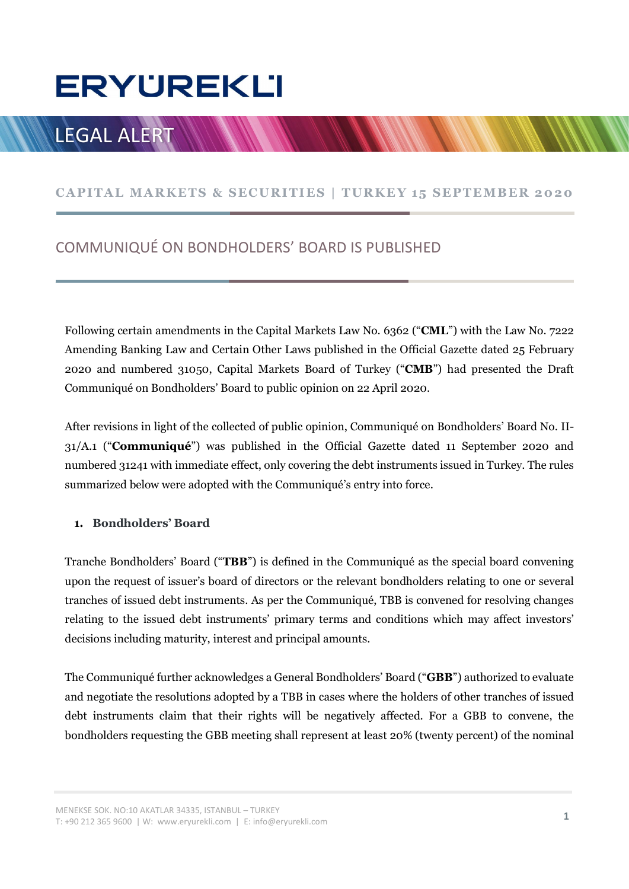# ERYÜREKLİ

LEGAL ALERT

**CAPITAL MARKETS & SECURITIES | TURKEY 15 SEPTEMBER 2020**

## COMMUNIQUÉ ON BONDHOLDERS' BOARD IS PUBLISHED

Following certain amendments in the Capital Markets Law No. 6362 ("**CML**") with the Law No. 7222 Amending Banking Law and Certain Other Laws published in the Official Gazette dated 25 February 2020 and numbered 31050, Capital Markets Board of Turkey ("**CMB**") had presented the Draft Communiqué on Bondholders' Board to public opinion on 22 April 2020.

After revisions in light of the collected of public opinion, Communiqué on Bondholders' Board No. II-31/A.1 ("**Communiqué**") was published in the Official Gazette dated 11 September 2020 and numbered 31241 with immediate effect, only covering the debt instruments issued in Turkey. The rules summarized below were adopted with the Communiqué's entry into force.

### 1. Bondholders' Board

Tranche Bondholders' Board ("**TBB**") is defined in the Communiqué as the special board convening upon the request of issuer's board of directors or the relevant bondholders relating to one or several tranches of issued debt instruments. As per the Communiqué, TBB is convened for resolving changes relating to the issued debt instruments' primary terms and conditions which may affect investors' decisions including maturity, interest and principal amounts.

The Communiqué further acknowledges a General Bondholders' Board ("**GBB**") authorized to evaluate and negotiate the resolutions adopted by a TBB in cases where the holders of other tranches of issued debt instruments claim that their rights will be negatively affected. For a GBB to convene, the bondholders requesting the GBB meeting shall represent at least 20% (twenty percent) of the nominal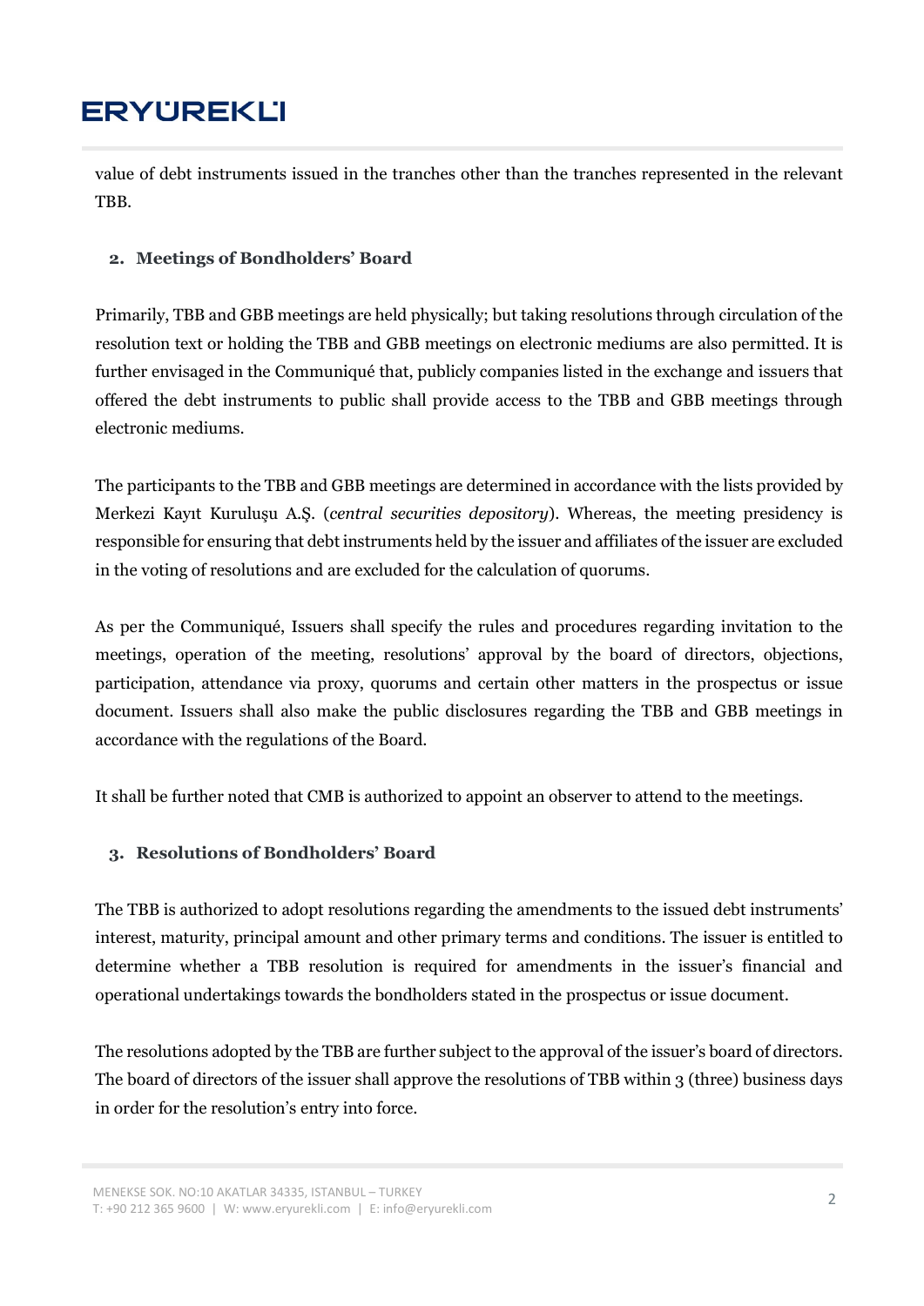value of debt instruments issued in the tranches other than the tranches represented in the relevant TBB.

## 2. Meetings of Bondholders' Board

Primarily, TBB and GBB meetings are held physically; but taking resolutions through circulation of the resolution text or holding the TBB and GBB meetings on electronic mediums are also permitted. It is further envisaged in the Communiqué that, publicly companies listed in the exchange and issuers that offered the debt instruments to public shall provide access to the TBB and GBB meetings through electronic mediums.

The participants to the TBB and GBB meetings are determined in accordance with the lists provided by Merkezi Kayıt Kuruluşu A.Ş. (*central securities depository*). Whereas, the meeting presidency is responsible for ensuring that debt instruments held by the issuer and affiliates of the issuer are excluded in the voting of resolutions and are excluded for the calculation of quorums.

As per the Communiqué, Issuers shall specify the rules and procedures regarding invitation to the meetings, operation of the meeting, resolutions' approval by the board of directors, objections, participation, attendance via proxy, quorums and certain other matters in the prospectus or issue document. Issuers shall also make the public disclosures regarding the TBB and GBB meetings in accordance with the regulations of the Board.

It shall be further noted that CMB is authorized to appoint an observer to attend to the meetings.

## 3. Resolutions of Bondholders' Board

The TBB is authorized to adopt resolutions regarding the amendments to the issued debt instruments' interest, maturity, principal amount and other primary terms and conditions. The issuer is entitled to determine whether a TBB resolution is required for amendments in the issuer's financial and operational undertakings towards the bondholders stated in the prospectus or issue document.

The resolutions adopted by the TBB are further subject to the approval of the issuer's board of directors. The board of directors of the issuer shall approve the resolutions of TBB within 3 (three) business days in order for the resolution's entry into force.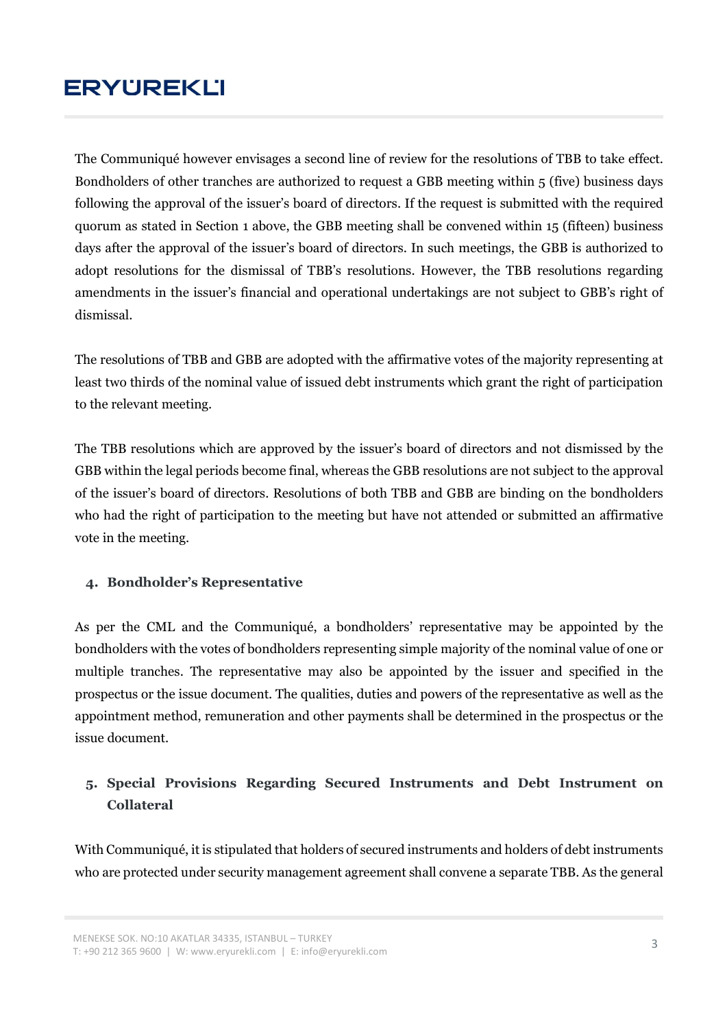The Communiqué however envisages a second line of review for the resolutions of TBB to take effect. Bondholders of other tranches are authorized to request a GBB meeting within 5 (five) business days following the approval of the issuer's board of directors. If the request is submitted with the required quorum as stated in Section 1 above, the GBB meeting shall be convened within 15 (fifteen) business days after the approval of the issuer's board of directors. In such meetings, the GBB is authorized to adopt resolutions for the dismissal of TBB's resolutions. However, the TBB resolutions regarding amendments in the issuer's financial and operational undertakings are not subject to GBB's right of dismissal.

The resolutions of TBB and GBB are adopted with the affirmative votes of the majority representing at least two thirds of the nominal value of issued debt instruments which grant the right of participation to the relevant meeting.

The TBB resolutions which are approved by the issuer's board of directors and not dismissed by the GBB within the legal periods become final, whereas the GBB resolutions are not subject to the approval of the issuer's board of directors. Resolutions of both TBB and GBB are binding on the bondholders who had the right of participation to the meeting but have not attended or submitted an affirmative vote in the meeting.

## 4. Bondholder's Representative

As per the CML and the Communiqué, a bondholders' representative may be appointed by the bondholders with the votes of bondholders representing simple majority of the nominal value of one or multiple tranches. The representative may also be appointed by the issuer and specified in the prospectus or the issue document. The qualities, duties and powers of the representative as well as the appointment method, remuneration and other payments shall be determined in the prospectus or the issue document.

## 5. Special Provisions Regarding Secured Instruments and Debt Instrument on Collateral

With Communiqué, it is stipulated that holders of secured instruments and holders of debt instruments who are protected under security management agreement shall convene a separate TBB. As the general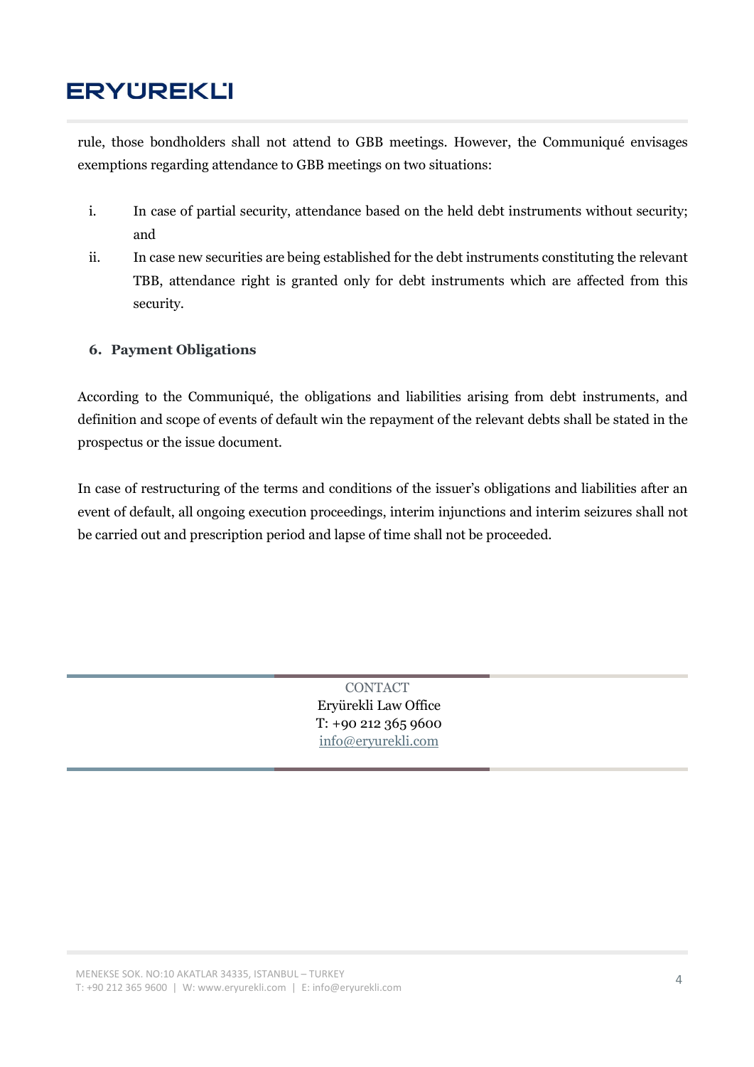rule, those bondholders shall not attend to GBB meetings. However, the Communiqué envisages exemptions regarding attendance to GBB meetings on two situations:

i. In case of partial security, attendance based on the held debt instruments without security; and

ii. In case new securities are being established for the debt instruments constituting the relevant TBB, attendance right is granted only for debt instruments which are affected from this security.

## 6. Payment Obligations

According to the Communiqué, the obligations and liabilities arising from debt instruments, and definition and scope of events of default win the repayment of the relevant debts shall be stated in the prospectus or the issue document.

In case of restructuring of the terms and conditions of the issuer's obligations and liabilities after an event of default, all ongoing execution proceedings, interim injunctions and interim seizures shall not be carried out and prescription period and lapse of time shall not be proceeded.

CONTACT
Eryürekli Law Office
T: +90 212 365 9600
info@eryurekli.com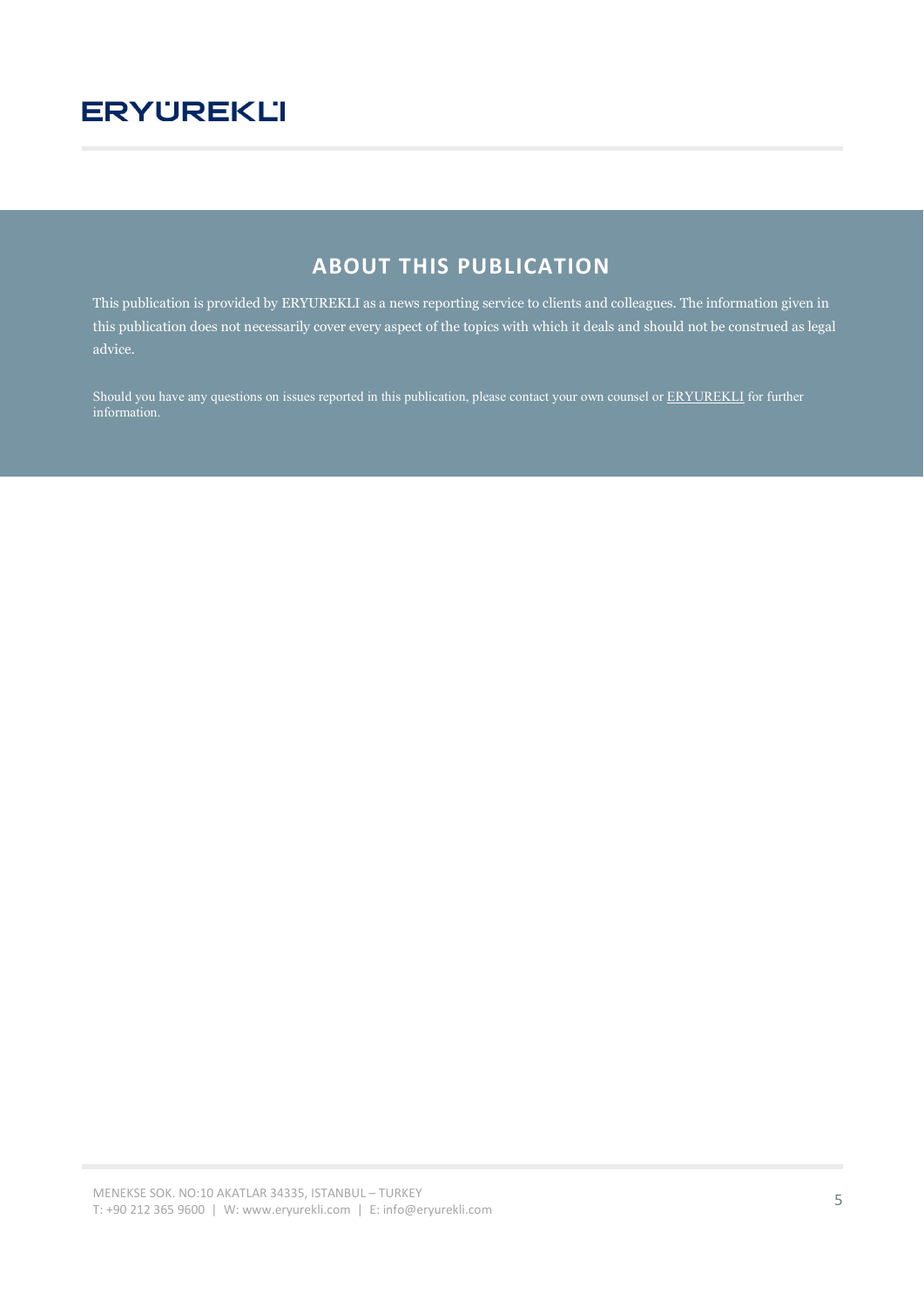## ABOUT THIS PUBLICATION

This publication is provided by ERYUREKLI as a news reporting service to clients and colleagues. The information given in this publication does not necessarily cover every aspect of the topics with which it deals and should not be construed as legal advice.

Should you have any questions on issues reported in this publication, please contact your own counsel or ERYUREKLI for further information.